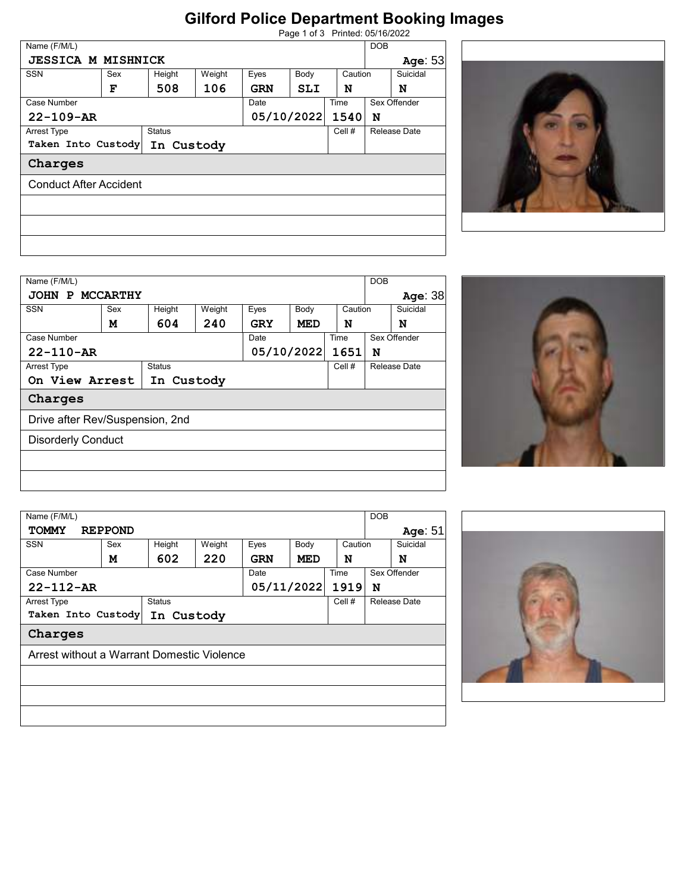# Gilford Police Department Booking Images

Printed: 05/16/2022

| Name (F/M/L) | | | | | | | DOB |
|---|---|---|---|---|---|---|---|
| JESSICA M MISHNICK | | | | | | | Age: 53 |
| SSN | Sex | Height | Weight | Eyes | Body | Caution | Suicidal |
| | F | 508 | 106 | GRN | SLI | N | N |
| Case Number | | | | Date | | Time | Sex Offender |
| 22-109-AR | | | | 05/10/2022 | | 1540 | N |
| Arrest Type | | Status | | | | Cell # | Release Date |
| Taken Into Custody | | In Custody | | | | | |

**Charges**

- Conduct After Accident

| Name (F/M/L) | | | | | | | DOB |
|---|---|---|---|---|---|---|---|
| JOHN P MCCARTHY | | | | | | | Age: 38 |
| SSN | Sex | Height | Weight | Eyes | Body | Caution | Suicidal |
| | M | 604 | 240 | GRY | MED | N | N |
| Case Number | | | | Date | | Time | Sex Offender |
| 22-110-AR | | | | 05/10/2022 | | 1651 | N |
| Arrest Type | | Status | | | | Cell # | Release Date |
| On View Arrest | | In Custody | | | | | |

**Charges**

- Drive after Rev/Suspension, 2nd
- Disorderly Conduct

| Name (F/M/L) | | | | | | | DOB |
|---|---|---|---|---|---|---|---|
| TOMMY REPPOND | | | | | | | Age: 51 |
| SSN | Sex | Height | Weight | Eyes | Body | Caution | Suicidal |
| | M | 602 | 220 | GRN | MED | N | N |
| Case Number | | | | Date | | Time | Sex Offender |
| 22-112-AR | | | | 05/11/2022 | | 1919 | N |
| Arrest Type | | Status | | | | Cell # | Release Date |
| Taken Into Custody | | In Custody | | | | | |

**Charges**

- Arrest without a Warrant Domestic Violence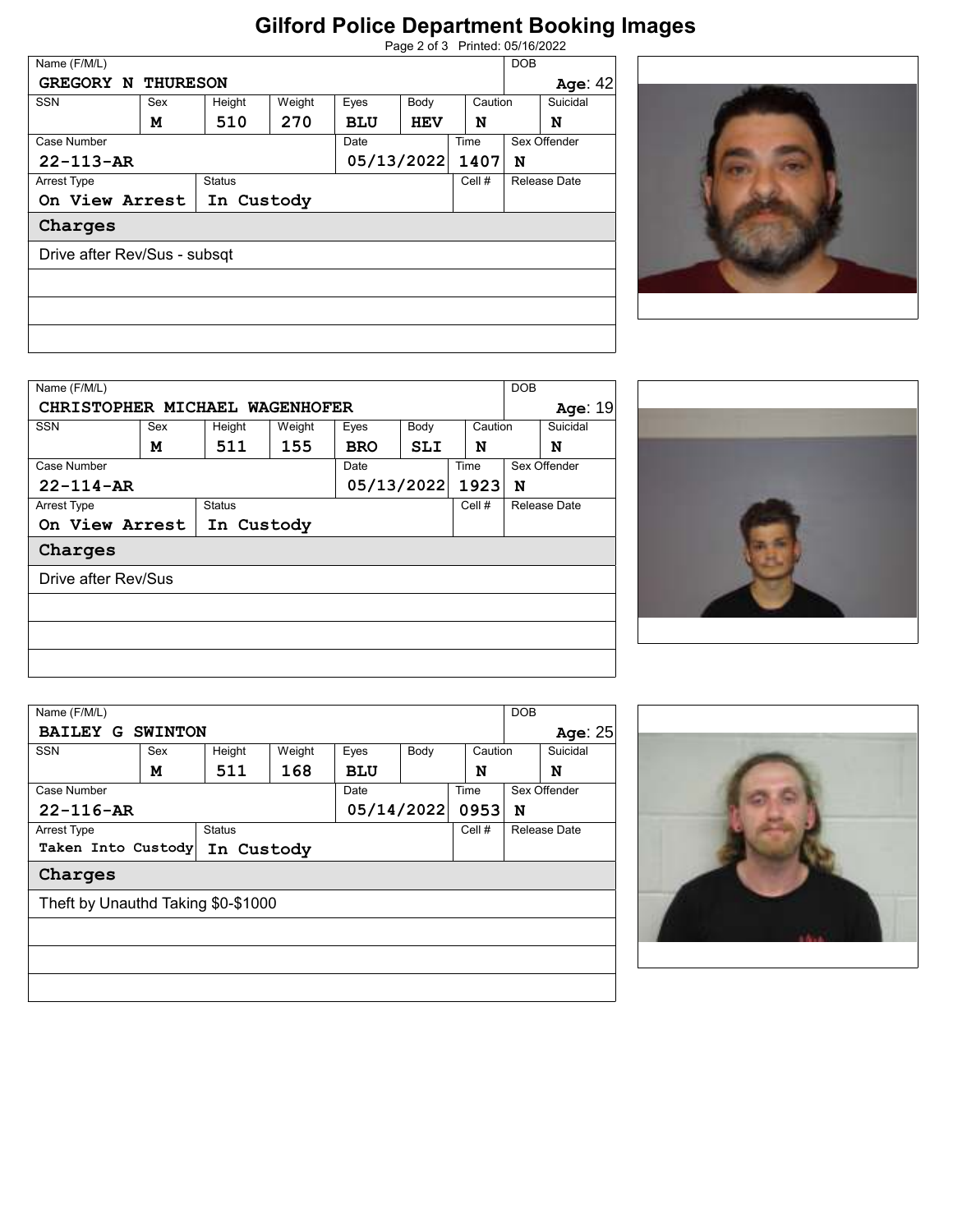# Gilford Police Department Booking Images

Printed: 05/16/2022

| Name (F/M/L) | | | | | | | DOB | |
|---|---|---|---|---|---|---|---|---|
| GREGORY N THURESON | | | | | | | | Age: 42 |
| SSN | Sex | Height | Weight | Eyes | Body | Caution | | Suicidal |
| | M | 510 | 270 | BLU | HEV | N | | N |
| Case Number | | | | Date | | Time | Sex Offender | |
| 22-113-AR | | | | 05/13/2022 | | 1407 | N | |
| Arrest Type | | Status | | | | Cell # | Release Date | |
| On View Arrest | | In Custody | | | | | | |
| **Charges** | | | | | | | | |
| Drive after Rev/Sus - subsqt | | | | | | | | |

| Name (F/M/L) | | | | | | | DOB | |
|---|---|---|---|---|---|---|---|---|
| CHRISTOPHER MICHAEL WAGENHOFER | | | | | | | | Age: 19 |
| SSN | Sex | Height | Weight | Eyes | Body | Caution | | Suicidal |
| | M | 511 | 155 | BRO | SLI | N | | N |
| Case Number | | | | Date | | Time | Sex Offender | |
| 22-114-AR | | | | 05/13/2022 | | 1923 | N | |
| Arrest Type | | Status | | | | Cell # | Release Date | |
| On View Arrest | | In Custody | | | | | | |
| **Charges** | | | | | | | | |
| Drive after Rev/Sus | | | | | | | | |

| Name (F/M/L) | | | | | | | DOB | |
|---|---|---|---|---|---|---|---|---|
| BAILEY G SWINTON | | | | | | | | Age: 25 |
| SSN | Sex | Height | Weight | Eyes | Body | Caution | | Suicidal |
| | M | 511 | 168 | BLU | | N | | N |
| Case Number | | | | Date | | Time | Sex Offender | |
| 22-116-AR | | | | 05/14/2022 | | 0953 | N | |
| Arrest Type | | Status | | | | Cell # | Release Date | |
| Taken Into Custody | | In Custody | | | | | | |
| **Charges** | | | | | | | | |
| Theft by Unauthd Taking $0-$1000 | | | | | | | | |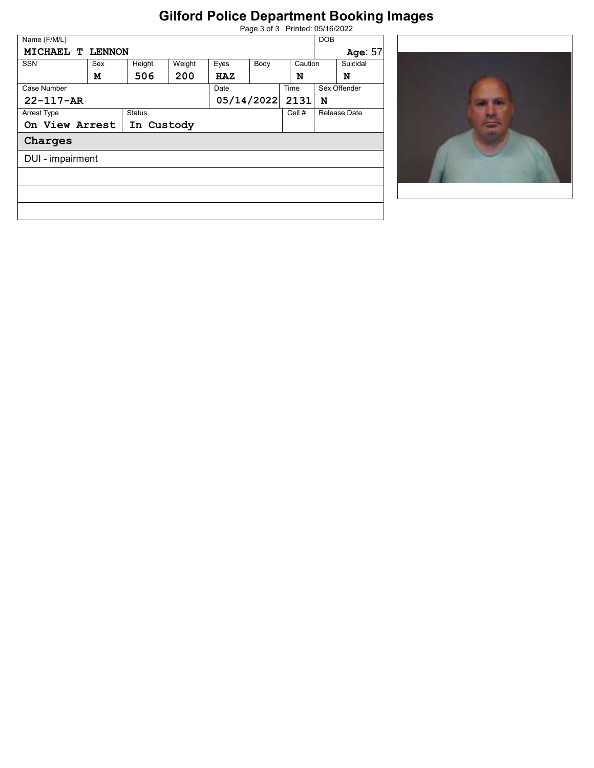# Gilford Police Department Booking Images

Printed: 05/16/2022

| Name (F/M/L) | | | | | | | DOB |
|---|---|---|---|---|---|---|---|
| MICHAEL T LENNON | | | | | | | Age: 57 |
| SSN | Sex | Height | Weight | Eyes | Body | Caution | Suicidal |
| | M | 506 | 200 | HAZ | | N | N |
| Case Number | | | | Date | | Time | Sex Offender |
| 22-117-AR | | | | 05/14/2022 | | 2131 | N |
| Arrest Type | Status | | | | | Cell # | Release Date |
| On View Arrest | In Custody | | | | | | |

**Charges**

DUI - impairment